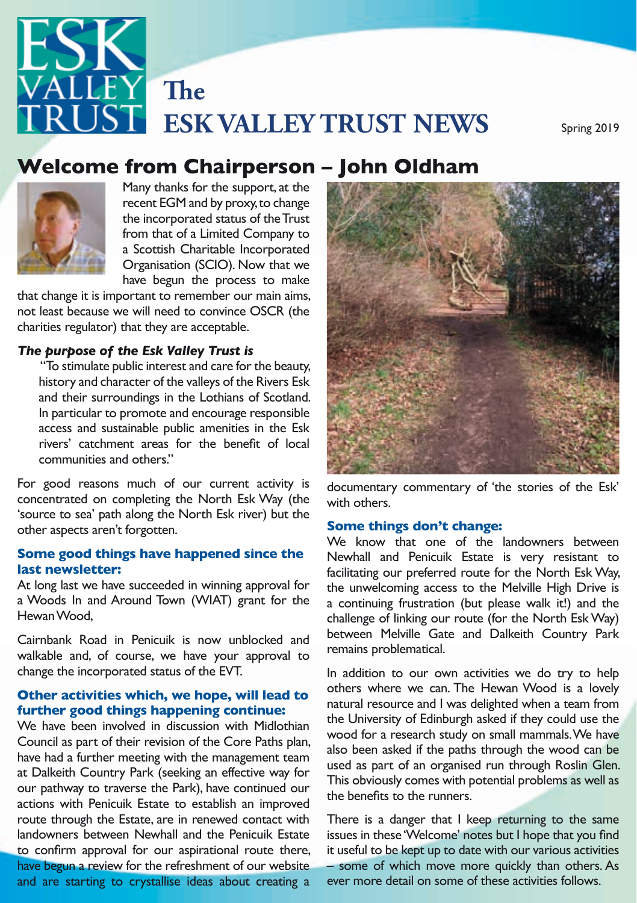# The ESK VALLEY TRUST NEWS

Spring 2019

## Welcome from Chairperson – John Oldham

Many thanks for the support, at the recent EGM and by proxy, to change the incorporated status of the Trust from that of a Limited Company to a Scottish Charitable Incorporated Organisation (SCIO). Now that we have begun the process to make that change it is important to remember our main aims, not least because we will need to convince OSCR (the charities regulator) that they are acceptable.

***The purpose of the Esk Valley Trust is***

> "To stimulate public interest and care for the beauty, history and character of the valleys of the Rivers Esk and their surroundings in the Lothians of Scotland. In particular to promote and encourage responsible access and sustainable public amenities in the Esk rivers' catchment areas for the benefit of local communities and others."

For good reasons much of our current activity is concentrated on completing the North Esk Way (the 'source to sea' path along the North Esk river) but the other aspects aren't forgotten.

### Some good things have happened since the last newsletter:

At long last we have succeeded in winning approval for a Woods In and Around Town (WIAT) grant for the Hewan Wood,

Cairnbank Road in Penicuik is now unblocked and walkable and, of course, we have your approval to change the incorporated status of the EVT.

### Other activities which, we hope, will lead to further good things happening continue:

We have been involved in discussion with Midlothian Council as part of their revision of the Core Paths plan, have had a further meeting with the management team at Dalkeith Country Park (seeking an effective way for our pathway to traverse the Park), have continued our actions with Penicuik Estate to establish an improved route through the Estate, are in renewed contact with landowners between Newhall and the Penicuik Estate to confirm approval for our aspirational route there, have begun a review for the refreshment of our website and are starting to crystallise ideas about creating a documentary commentary of 'the stories of the Esk' with others.

### Some things don't change:

We know that one of the landowners between Newhall and Penicuik Estate is very resistant to facilitating our preferred route for the North Esk Way, the unwelcoming access to the Melville High Drive is a continuing frustration (but please walk it!) and the challenge of linking our route (for the North Esk Way) between Melville Gate and Dalkeith Country Park remains problematical.

In addition to our own activities we do try to help others where we can. The Hewan Wood is a lovely natural resource and I was delighted when a team from the University of Edinburgh asked if they could use the wood for a research study on small mammals. We have also been asked if the paths through the wood can be used as part of an organised run through Roslin Glen. This obviously comes with potential problems as well as the benefits to the runners.

There is a danger that I keep returning to the same issues in these 'Welcome' notes but I hope that you find it useful to be kept up to date with our various activities – some of which move more quickly than others. As ever more detail on some of these activities follows.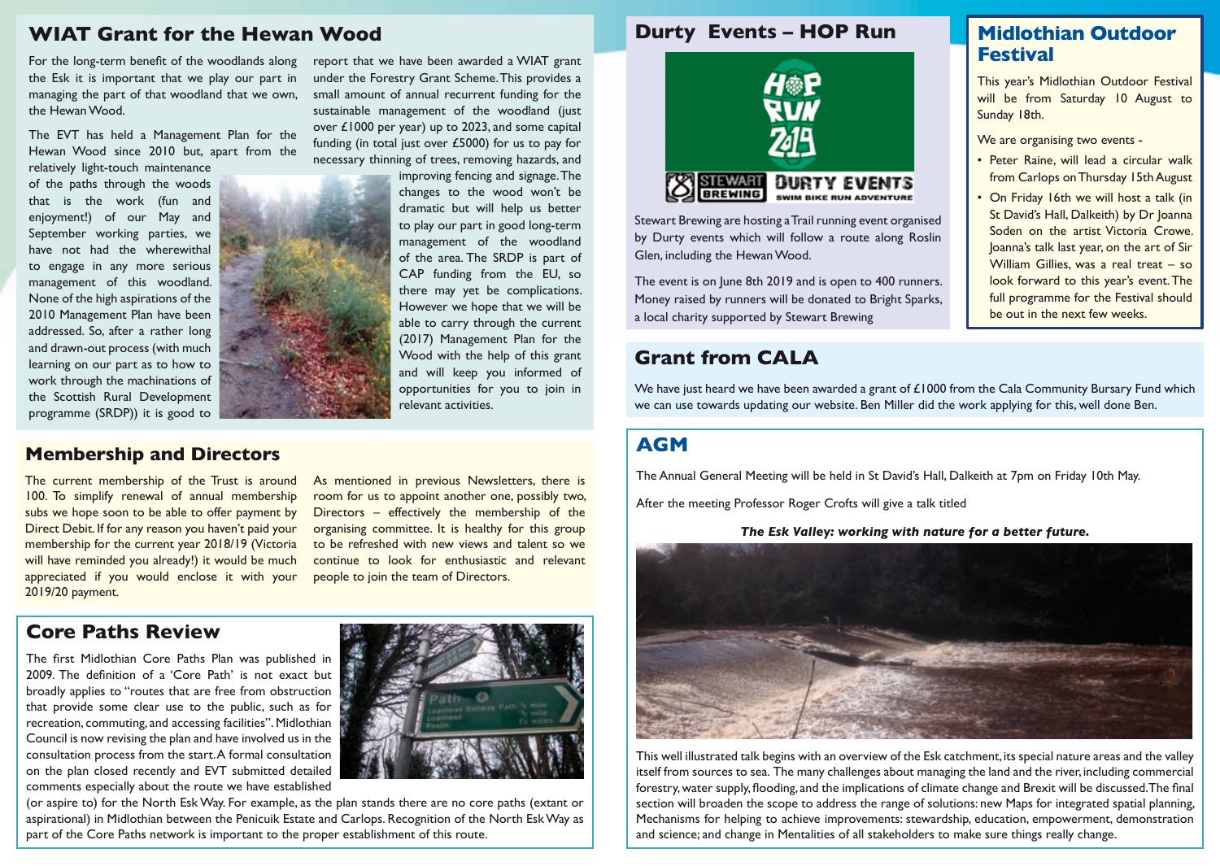## WIAT Grant for the Hewan Wood

For the long-term benefit of the woodlands along the Esk it is important that we play our part in managing the part of that woodland that we own, the Hewan Wood.

The EVT has held a Management Plan for the Hewan Wood since 2010 but, apart from the relatively light-touch maintenance of the paths through the woods that is the work (fun and enjoyment!) of our May and September working parties, we have not had the wherewithal to engage in any more serious management of this woodland. None of the high aspirations of the 2010 Management Plan have been addressed. So, after a rather long and drawn-out process (with much learning on our part as to how to work through the machinations of the Scottish Rural Development programme (SRDP)) it is good to report that we have been awarded a WIAT grant under the Forestry Grant Scheme. This provides a small amount of annual recurrent funding for the sustainable management of the woodland (just over £1000 per year) up to 2023, and some capital funding (in total just over £5000) for us to pay for necessary thinning of trees, removing hazards, and improving fencing and signage. The changes to the wood won't be dramatic but will help us better to play our part in good long-term management of the woodland of the area. The SRDP is part of CAP funding from the EU, so there may yet be complications. However we hope that we will be able to carry through the current (2017) Management Plan for the Wood with the help of this grant and will keep you informed of opportunities for you to join in relevant activities.

## Membership and Directors

The current membership of the Trust is around 100. To simplify renewal of annual membership subs we hope soon to be able to offer payment by Direct Debit. If for any reason you haven't paid your membership for the current year 2018/19 (Victoria will have reminded you already!) it would be much appreciated if you would enclose it with your 2019/20 payment.

As mentioned in previous Newsletters, there is room for us to appoint another one, possibly two, Directors – effectively the membership of the organising committee. It is healthy for this group to be refreshed with new views and talent so we continue to look for enthusiastic and relevant people to join the team of Directors.

## Core Paths Review

The first Midlothian Core Paths Plan was published in 2009. The definition of a 'Core Path' is not exact but broadly applies to "routes that are free from obstruction that provide some clear use to the public, such as for recreation, commuting, and accessing facilities". Midlothian Council is now revising the plan and have involved us in the consultation process from the start. A formal consultation on the plan closed recently and EVT submitted detailed comments especially about the route we have established (or aspire to) for the North Esk Way. For example, as the plan stands there are no core paths (extant or aspirational) in Midlothian between the Penicuik Estate and Carlops. Recognition of the North Esk Way as part of the Core Paths network is important to the proper establishment of this route.

## Durty Events – HOP Run

Stewart Brewing are hosting a Trail running event organised by Durty events which will follow a route along Roslin Glen, including the Hewan Wood.

The event is on June 8th 2019 and is open to 400 runners. Money raised by runners will be donated to Bright Sparks, a local charity supported by Stewart Brewing

## Midlothian Outdoor Festival

This year's Midlothian Outdoor Festival will be from Saturday 10 August to Sunday 18th.

We are organising two events -

- Peter Raine, will lead a circular walk from Carlops on Thursday 15th August
- On Friday 16th we will host a talk (in St David's Hall, Dalkeith) by Dr Joanna Soden on the artist Victoria Crowe. Joanna's talk last year, on the art of Sir William Gillies, was a real treat – so look forward to this year's event. The full programme for the Festival should be out in the next few weeks.

## Grant from CALA

We have just heard we have been awarded a grant of £1000 from the Cala Community Bursary Fund which we can use towards updating our website. Ben Miller did the work applying for this, well done Ben.

## AGM

The Annual General Meeting will be held in St David's Hall, Dalkeith at 7pm on Friday 10th May.

After the meeting Professor Roger Crofts will give a talk titled

***The Esk Valley: working with nature for a better future.***

This well illustrated talk begins with an overview of the Esk catchment, its special nature areas and the valley itself from sources to sea. The many challenges about managing the land and the river, including commercial forestry, water supply, flooding, and the implications of climate change and Brexit will be discussed. The final section will broaden the scope to address the range of solutions: new Maps for integrated spatial planning, Mechanisms for helping to achieve improvements: stewardship, education, empowerment, demonstration and science; and change in Mentalities of all stakeholders to make sure things really change.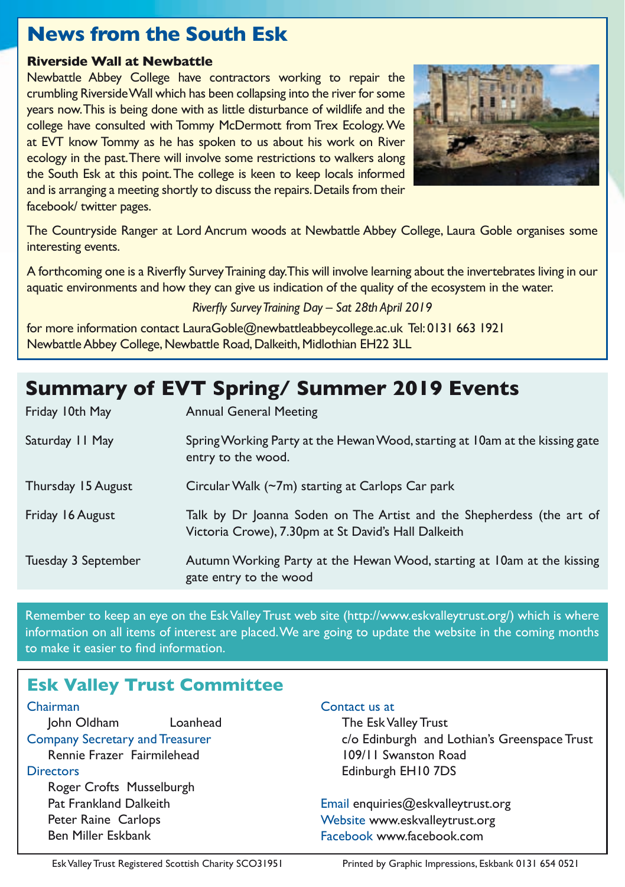## News from the South Esk

**Riverside Wall at Newbattle**

Newbattle Abbey College have contractors working to repair the crumbling Riverside Wall which has been collapsing into the river for some years now. This is being done with as little disturbance of wildlife and the college have consulted with Tommy McDermott from Trex Ecology. We at EVT know Tommy as he has spoken to us about his work on River ecology in the past. There will involve some restrictions to walkers along the South Esk at this point. The college is keen to keep locals informed and is arranging a meeting shortly to discuss the repairs. Details from their facebook/ twitter pages.

The Countryside Ranger at Lord Ancrum woods at Newbattle Abbey College, Laura Goble organises some interesting events.

A forthcoming one is a Riverfly Survey Training day. This will involve learning about the invertebrates living in our aquatic environments and how they can give us indication of the quality of the ecosystem in the water.

*Riverfly Survey Training Day – Sat 28th April 2019*

for more information contact LauraGoble@newbattleabbeycollege.ac.uk Tel: 0131 663 1921
Newbattle Abbey College, Newbattle Road, Dalkeith, Midlothian EH22 3LL

## Summary of EVT Spring/ Summer 2019 Events

| | |
|---|---|
| Friday 10th May | Annual General Meeting |
| Saturday 11 May | Spring Working Party at the Hewan Wood, starting at 10am at the kissing gate entry to the wood. |
| Thursday 15 August | Circular Walk (~7m) starting at Carlops Car park |
| Friday 16 August | Talk by Dr Joanna Soden on The Artist and the Shepherdess (the art of Victoria Crowe), 7.30pm at St David's Hall Dalkeith |
| Tuesday 3 September | Autumn Working Party at the Hewan Wood, starting at 10am at the kissing gate entry to the wood |

Remember to keep an eye on the Esk Valley Trust web site (http://www.eskvalleytrust.org/) which is where information on all items of interest are placed. We are going to update the website in the coming months to make it easier to find information.

## Esk Valley Trust Committee

Chairman
John Oldham Loanhead

Company Secretary and Treasurer
Rennie Frazer Fairmilehead

Directors
Roger Crofts Musselburgh
Pat Frankland Dalkeith
Peter Raine Carlops
Ben Miller Eskbank

Contact us at
The Esk Valley Trust
c/o Edinburgh and Lothian's Greenspace Trust
109/11 Swanston Road
Edinburgh EH10 7DS

Email enquiries@eskvalleytrust.org
Website www.eskvalleytrust.org
Facebook www.facebook.com

Esk Valley Trust Registered Scottish Charity SCO31951 Printed by Graphic Impressions, Eskbank 0131 654 0521